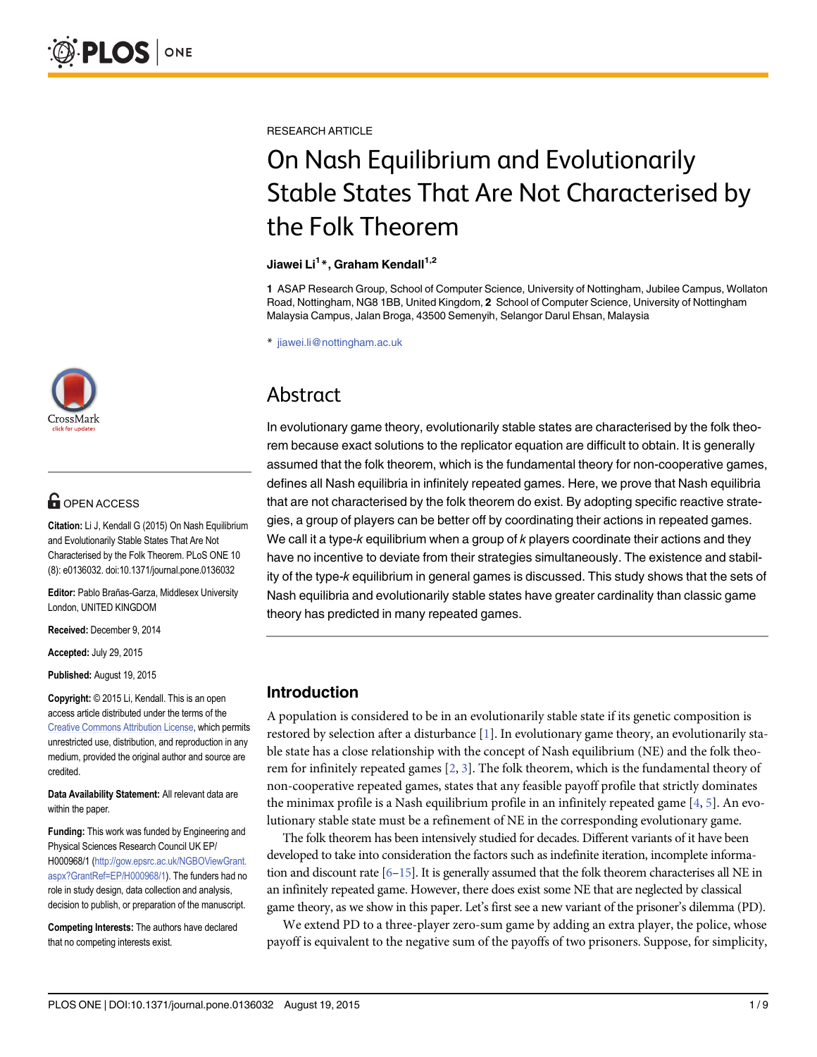RESEARCH ARTICLE

# On Nash Equilibrium and Evolutionarily Stable States That Are Not Characterised by the Folk Theorem

**Jiawei Li[1]*, Graham Kendall[1,2]**

**1** ASAP Research Group, School of Computer Science, University of Nottingham, Jubilee Campus, Wollaton Road, Nottingham, NG8 1BB, United Kingdom, **2** School of Computer Science, University of Nottingham Malaysia Campus, Jalan Broga, 43500 Semenyih, Selangor Darul Ehsan, Malaysia

* jiawei.li@nottingham.ac.uk

OPEN ACCESS

**Citation:** Li J, Kendall G (2015) On Nash Equilibrium and Evolutionarily Stable States That Are Not Characterised by the Folk Theorem. PLoS ONE 10 (8): e0136032. doi:10.1371/journal.pone.0136032

**Editor:** Pablo Brañas-Garza, Middlesex University London, UNITED KINGDOM

**Received:** December 9, 2014

**Accepted:** July 29, 2015

**Published:** August 19, 2015

**Copyright:** © 2015 Li, Kendall. This is an open access article distributed under the terms of the Creative Commons Attribution License, which permits unrestricted use, distribution, and reproduction in any medium, provided the original author and source are credited.

**Data Availability Statement:** All relevant data are within the paper.

**Funding:** This work was funded by Engineering and Physical Sciences Research Council UK EP/H000968/1 (http://gow.epsrc.ac.uk/NGBOViewGrant.aspx?GrantRef=EP/H000968/1). The funders had no role in study design, data collection and analysis, decision to publish, or preparation of the manuscript.

**Competing Interests:** The authors have declared that no competing interests exist.

## Abstract

In evolutionary game theory, evolutionarily stable states are characterised by the folk theorem because exact solutions to the replicator equation are difficult to obtain. It is generally assumed that the folk theorem, which is the fundamental theory for non-cooperative games, defines all Nash equilibria in infinitely repeated games. Here, we prove that Nash equilibria that are not characterised by the folk theorem do exist. By adopting specific reactive strategies, a group of players can be better off by coordinating their actions in repeated games. We call it a type-*k* equilibrium when a group of *k* players coordinate their actions and they have no incentive to deviate from their strategies simultaneously. The existence and stability of the type-*k* equilibrium in general games is discussed. This study shows that the sets of Nash equilibria and evolutionarily stable states have greater cardinality than classic game theory has predicted in many repeated games.

## Introduction

A population is considered to be in an evolutionarily stable state if its genetic composition is restored by selection after a disturbance [1]. In evolutionary game theory, an evolutionarily stable state has a close relationship with the concept of Nash equilibrium (NE) and the folk theorem for infinitely repeated games [2, 3]. The folk theorem, which is the fundamental theory of non-cooperative repeated games, states that any feasible payoff profile that strictly dominates the minimax profile is a Nash equilibrium profile in an infinitely repeated game [4, 5]. An evolutionary stable state must be a refinement of NE in the corresponding evolutionary game.

The folk theorem has been intensively studied for decades. Different variants of it have been developed to take into consideration the factors such as indefinite iteration, incomplete information and discount rate [6–15]. It is generally assumed that the folk theorem characterises all NE in an infinitely repeated game. However, there does exist some NE that are neglected by classical game theory, as we show in this paper. Let's first see a new variant of the prisoner's dilemma (PD).

We extend PD to a three-player zero-sum game by adding an extra player, the police, whose payoff is equivalent to the negative sum of the payoffs of two prisoners. Suppose, for simplicity,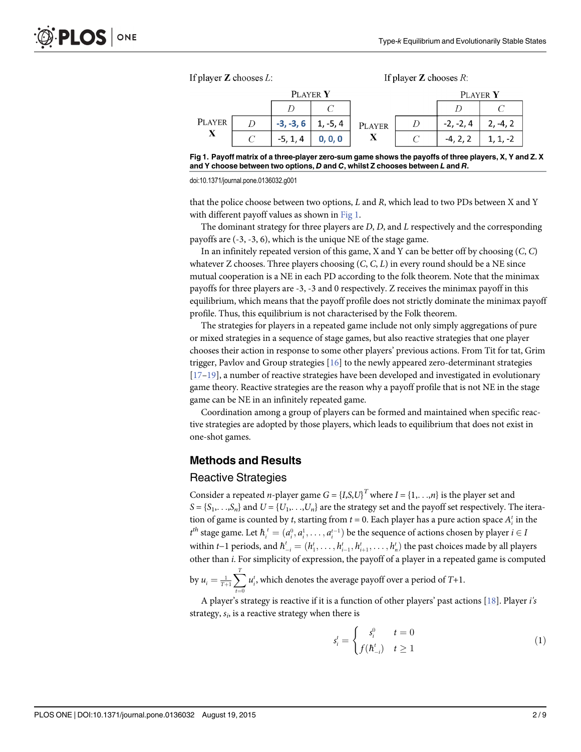If player **Z** chooses $L$:

| | | PLAYER **Y** | |
|---|---|---|---|
| | | $D$ | $C$ |
| PLAYER **X** | $D$ | **-3, -3, 6** | 1, -5, 4 |
| | $C$ | -5, 1, 4 | **0, 0, 0** |

If player **Z** chooses $R$:

| | | PLAYER **Y** | |
|---|---|---|---|
| | | $D$ | $C$ |
| PLAYER **X** | $D$ | -2, -2, 4 | 2, -4, 2 |
| | $C$ | -4, 2, 2 | 1, 1, -2 |

**Fig 1. Payoff matrix of a three-player zero-sum game shows the payoffs of three players, X, Y and Z. X and Y choose between two options, *D* and *C*, whilst Z chooses between *L* and *R*.**

doi:10.1371/journal.pone.0136032.g001

that the police choose between two options, $L$ and $R$, which lead to two PDs between X and Y with different payoff values as shown in Fig 1.

The dominant strategy for three players are $D$, $D$, and $L$ respectively and the corresponding payoffs are (-3, -3, 6), which is the unique NE of the stage game.

In an infinitely repeated version of this game, X and Y can be better off by choosing ($C$, $C$) whatever Z chooses. Three players choosing ($C$, $C$, $L$) in every round should be a NE since mutual cooperation is a NE in each PD according to the folk theorem. Note that the minimax payoffs for three players are -3, -3 and 0 respectively. Z receives the minimax payoff in this equilibrium, which means that the payoff profile does not strictly dominate the minimax payoff profile. Thus, this equilibrium is not characterised by the Folk theorem.

The strategies for players in a repeated game include not only simply aggregations of pure or mixed strategies in a sequence of stage games, but also reactive strategies that one player chooses their action in response to some other players' previous actions. From Tit for tat, Grim trigger, Pavlov and Group strategies [16] to the newly appeared zero-determinant strategies [17–19], a number of reactive strategies have been developed and investigated in evolutionary game theory. Reactive strategies are the reason why a payoff profile that is not NE in the stage game can be NE in an infinitely repeated game.

Coordination among a group of players can be formed and maintained when specific reactive strategies are adopted by those players, which leads to equilibrium that does not exist in one-shot games.

## Methods and Results

### Reactive Strategies

Consider a repeated $n$-player game $G = \{I,S,U\}^T$ where $I = \{1,\ldots,n\}$ is the player set and $S = \{S_1,\ldots,S_n\}$ and $U = \{U_1,\ldots,U_n\}$ are the strategy set and the payoff set respectively. The iteration of game is counted by $t$, starting from $t = 0$. Each player has a pure action space $A_i^t$ in the $t^{th}$ stage game. Let $\hbar_i^t = (a_i^0, a_i^1, \ldots, a_i^{t-1})$ be the sequence of actions chosen by player $i \in I$ within $t-1$ periods, and $\hbar_{-i}^t = (h_1^t, \ldots, h_{i-1}^t, h_{i+1}^t, \ldots, h_n^t)$ the past choices made by all players other than $i$. For simplicity of expression, the payoff of a player in a repeated game is computed by $u_i = \frac{1}{T+1}\sum_{t=0}^{T} u_i^t$, which denotes the average payoff over a period of $T$+1.

A player's strategy is reactive if it is a function of other players' past actions [18]. Player $i$'s strategy, $s_i$, is a reactive strategy when there is

$$s_i^t = \begin{cases} s_i^0 & t = 0 \\ f(\hbar_{-i}^t) & t \geq 1 \end{cases} \tag{1}$$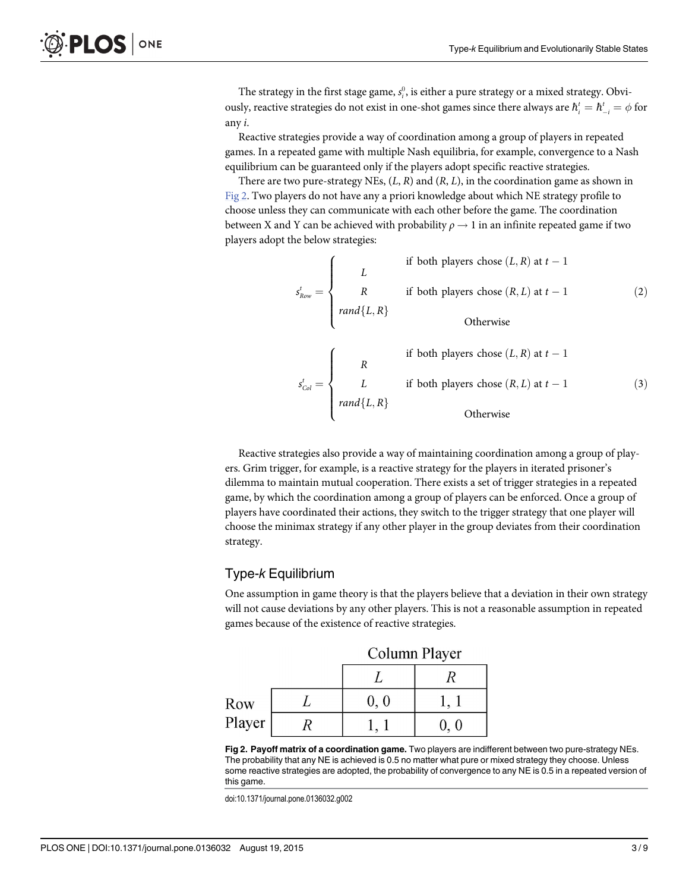The strategy in the first stage game, $s_i^0$, is either a pure strategy or a mixed strategy. Obviously, reactive strategies do not exist in one-shot games since there always are $\hbar_i^t = \hbar_{-i}^t = \phi$ for any $i$.

Reactive strategies provide a way of coordination among a group of players in repeated games. In a repeated game with multiple Nash equilibria, for example, convergence to a Nash equilibrium can be guaranteed only if the players adopt specific reactive strategies.

There are two pure-strategy NEs, $(L, R)$ and $(R, L)$, in the coordination game as shown in Fig 2. Two players do not have any a priori knowledge about which NE strategy profile to choose unless they can communicate with each other before the game. The coordination between X and Y can be achieved with probability $\rho \to 1$ in an infinite repeated game if two players adopt the below strategies:

$$s_{Row}^t = \begin{cases} L & \text{if both players chose } (L, R) \text{ at } t-1 \\ R & \text{if both players chose } (R, L) \text{ at } t-1 \\ rand\{L, R\} & \text{Otherwise} \end{cases} \tag{2}$$

$$s_{Col}^t = \begin{cases} R & \text{if both players chose } (L, R) \text{ at } t-1 \\ L & \text{if both players chose } (R, L) \text{ at } t-1 \\ rand\{L, R\} & \text{Otherwise} \end{cases} \tag{3}$$

Reactive strategies also provide a way of maintaining coordination among a group of players. Grim trigger, for example, is a reactive strategy for the players in iterated prisoner's dilemma to maintain mutual cooperation. There exists a set of trigger strategies in a repeated game, by which the coordination among a group of players can be enforced. Once a group of players have coordinated their actions, they switch to the trigger strategy that one player will choose the minimax strategy if any other player in the group deviates from their coordination strategy.

## Type-*k* Equilibrium

One assumption in game theory is that the players believe that a deviation in their own strategy will not cause deviations by any other players. This is not a reasonable assumption in repeated games because of the existence of reactive strategies.

| | | Column Player | |
|---|---|---|---|
| | | $L$ | $R$ |
| Row Player | $L$ | 0, 0 | 1, 1 |
| | $R$ | 1, 1 | 0, 0 |

**Fig 2. Payoff matrix of a coordination game.** Two players are indifferent between two pure-strategy NEs. The probability that any NE is achieved is 0.5 no matter what pure or mixed strategy they choose. Unless some reactive strategies are adopted, the probability of convergence to any NE is 0.5 in a repeated version of this game.

doi:10.1371/journal.pone.0136032.g002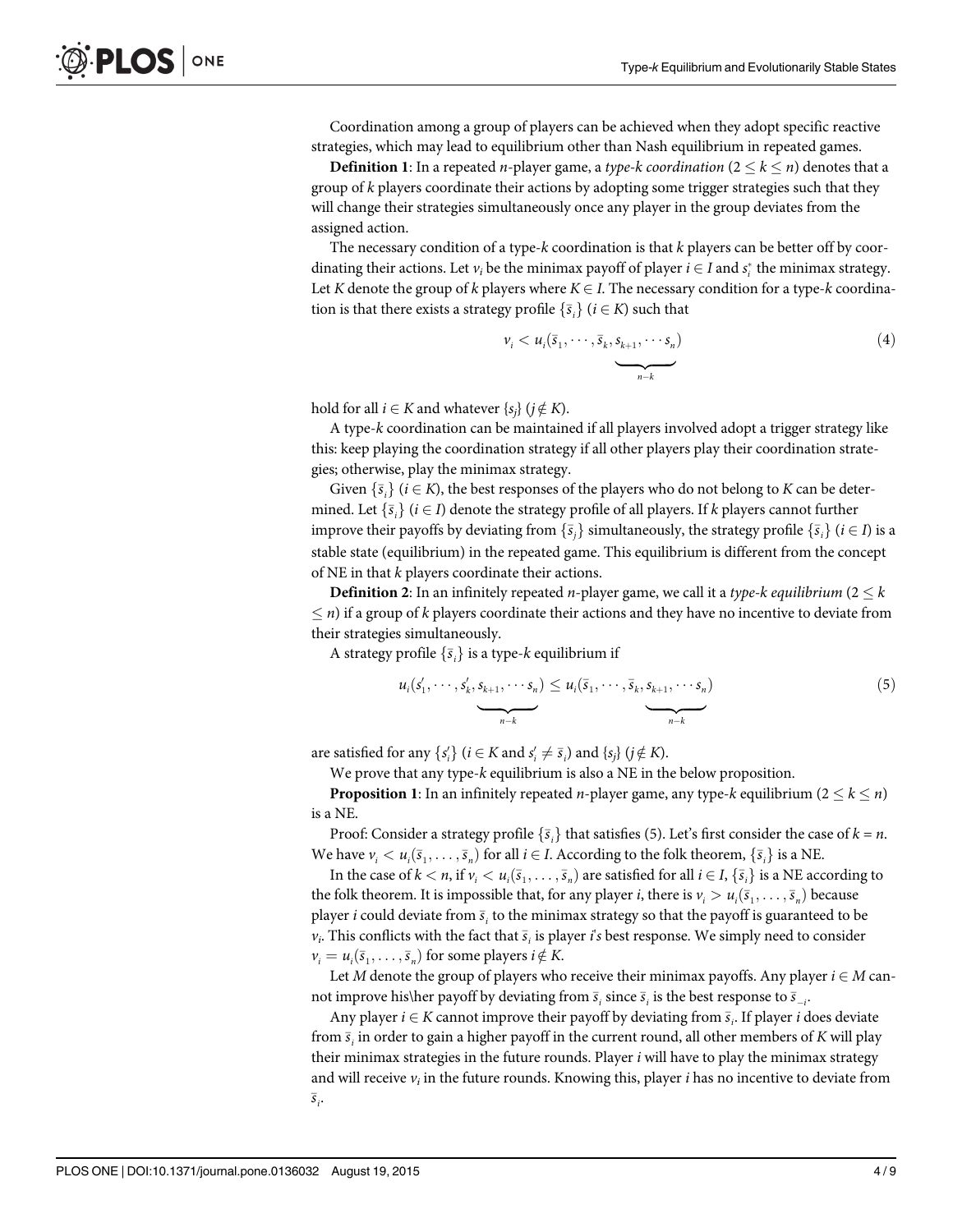Coordination among a group of players can be achieved when they adopt specific reactive strategies, which may lead to equilibrium other than Nash equilibrium in repeated games.

**Definition 1**: In a repeated $n$-player game, a *type-k coordination* ($2 \leq k \leq n$) denotes that a group of $k$ players coordinate their actions by adopting some trigger strategies such that they will change their strategies simultaneously once any player in the group deviates from the assigned action.

The necessary condition of a type-$k$ coordination is that $k$ players can be better off by coordinating their actions. Let $v_i$ be the minimax payoff of player $i \in I$ and $s_i^*$ the minimax strategy. Let $K$ denote the group of $k$ players where $K \in I$. The necessary condition for a type-$k$ coordination is that there exists a strategy profile $\{\bar{s}_i\}$ ($i \in K$) such that

$$v_i < u_i(\bar{s}_1, \cdots, \bar{s}_k, \underbrace{s_{k+1}, \cdots s_n}_{n-k}) \tag{4}$$

hold for all $i \in K$ and whatever $\{s_j\}$ ($j \notin K$).

A type-$k$ coordination can be maintained if all players involved adopt a trigger strategy like this: keep playing the coordination strategy if all other players play their coordination strategies; otherwise, play the minimax strategy.

Given $\{\bar{s}_i\}$ ($i \in K$), the best responses of the players who do not belong to $K$ can be determined. Let $\{\bar{s}_i\}$ ($i \in I$) denote the strategy profile of all players. If $k$ players cannot further improve their payoffs by deviating from $\{\bar{s}_j\}$ simultaneously, the strategy profile $\{\bar{s}_i\}$ ($i \in I$) is a stable state (equilibrium) in the repeated game. This equilibrium is different from the concept of NE in that $k$ players coordinate their actions.

**Definition 2**: In an infinitely repeated $n$-player game, we call it a *type-k equilibrium* ($2 \leq k \leq n$) if a group of $k$ players coordinate their actions and they have no incentive to deviate from their strategies simultaneously.

A strategy profile $\{\bar{s}_i\}$ is a type-$k$ equilibrium if

$$u_i(s'_1, \cdots, s'_k, \underbrace{s_{k+1}, \cdots s_n}_{n-k}) \leq u_i(\bar{s}_1, \cdots, \bar{s}_k, \underbrace{s_{k+1}, \cdots s_n}_{n-k}) \tag{5}$$

are satisfied for any $\{s'_i\}$ ($i \in K$ and $s'_i \neq \bar{s}_i$) and $\{s_j\}$ ($j \notin K$).

We prove that any type-$k$ equilibrium is also a NE in the below proposition.

**Proposition 1**: In an infinitely repeated $n$-player game, any type-$k$ equilibrium ($2 \leq k \leq n$) is a NE.

Proof: Consider a strategy profile $\{\bar{s}_i\}$ that satisfies (5). Let's first consider the case of $k = n$. We have $v_i < u_i(\bar{s}_1, \ldots, \bar{s}_n)$ for all $i \in I$. According to the folk theorem, $\{\bar{s}_i\}$ is a NE.

In the case of $k < n$, if $v_i < u_i(\bar{s}_1, \ldots, \bar{s}_n)$ are satisfied for all $i \in I$, $\{\bar{s}_i\}$ is a NE according to the folk theorem. It is impossible that, for any player $i$, there is $v_i > u_i(\bar{s}_1, \ldots, \bar{s}_n)$ because player $i$ could deviate from $\bar{s}_i$ to the minimax strategy so that the payoff is guaranteed to be $v_i$. This conflicts with the fact that $\bar{s}_i$ is player $i$'s best response. We simply need to consider $v_i = u_i(\bar{s}_1, \ldots, \bar{s}_n)$ for some players $i \notin K$.

Let $M$ denote the group of players who receive their minimax payoffs. Any player $i \in M$ cannot improve his\her payoff by deviating from $\bar{s}_i$ since $\bar{s}_i$ is the best response to $\bar{s}_{-i}$.

Any player $i \in K$ cannot improve their payoff by deviating from $\bar{s}_i$. If player $i$ does deviate from $\bar{s}_i$ in order to gain a higher payoff in the current round, all other members of $K$ will play their minimax strategies in the future rounds. Player $i$ will have to play the minimax strategy and will receive $v_i$ in the future rounds. Knowing this, player $i$ has no incentive to deviate from $\bar{s}_i$.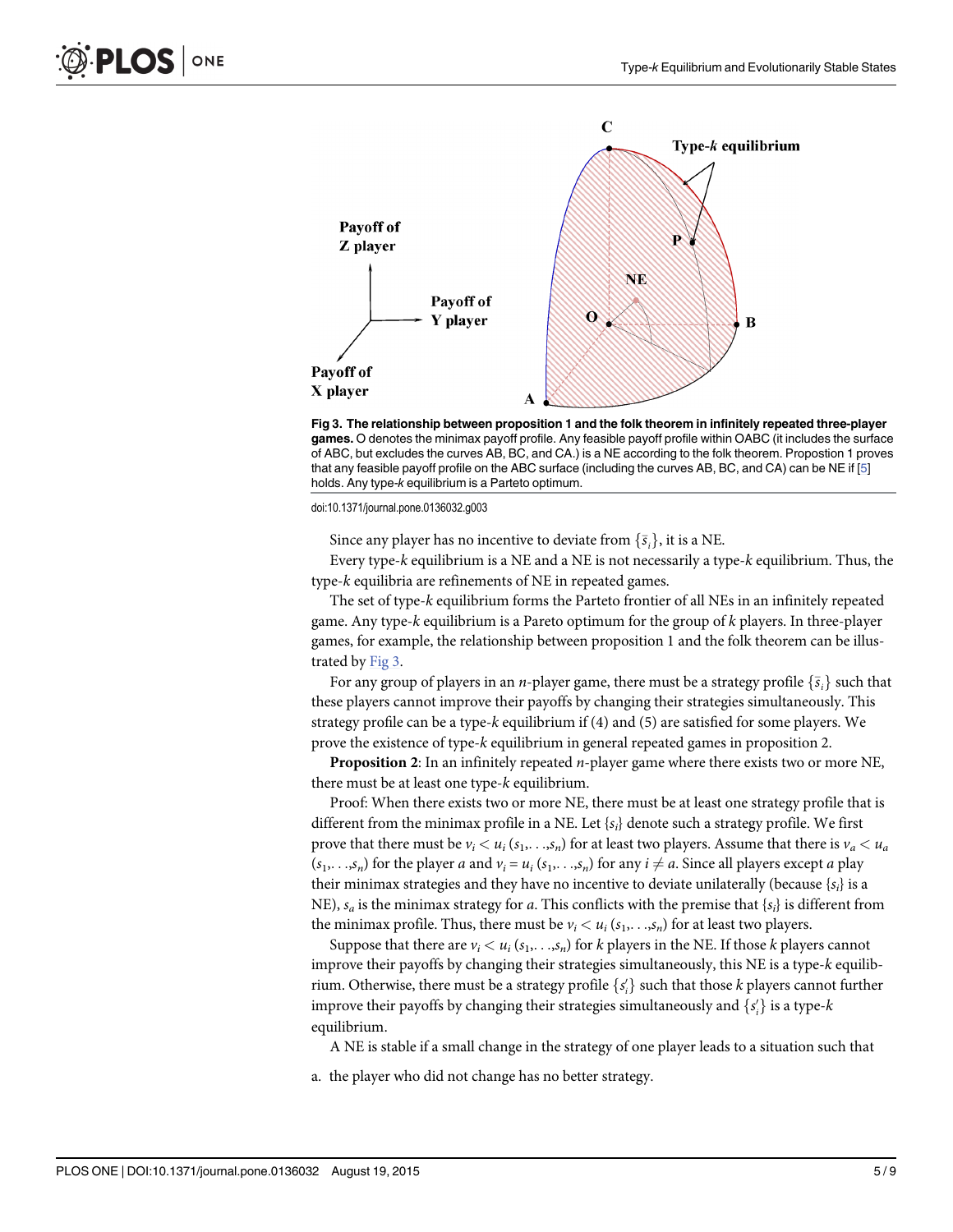**Fig 3. The relationship between proposition 1 and the folk theorem in infinitely repeated three-player games.** O denotes the minimax payoff profile. Any feasible payoff profile within OABC (it includes the surface of ABC, but excludes the curves AB, BC, and CA.) is a NE according to the folk theorem. Propostion 1 proves that any feasible payoff profile on the ABC surface (including the curves AB, BC, and CA) can be NE if [5] holds. Any type-*k* equilibrium is a Parteto optimum.

doi:10.1371/journal.pone.0136032.g003

Since any player has no incentive to deviate from $\{\bar{s}_i\}$, it is a NE.

Every type-*k* equilibrium is a NE and a NE is not necessarily a type-*k* equilibrium. Thus, the type-*k* equilibria are refinements of NE in repeated games.

The set of type-*k* equilibrium forms the Parteto frontier of all NEs in an infinitely repeated game. Any type-*k* equilibrium is a Pareto optimum for the group of *k* players. In three-player games, for example, the relationship between proposition 1 and the folk theorem can be illustrated by Fig 3.

For any group of players in an *n*-player game, there must be a strategy profile $\{\bar{s}_i\}$ such that these players cannot improve their payoffs by changing their strategies simultaneously. This strategy profile can be a type-*k* equilibrium if (4) and (5) are satisfied for some players. We prove the existence of type-*k* equilibrium in general repeated games in proposition 2.

**Proposition 2**: In an infinitely repeated *n*-player game where there exists two or more NE, there must be at least one type-*k* equilibrium.

Proof: When there exists two or more NE, there must be at least one strategy profile that is different from the minimax profile in a NE. Let $\{s_i\}$ denote such a strategy profile. We first prove that there must be $v_i < u_i(s_1,\ldots,s_n)$ for at least two players. Assume that there is $v_a < u_a(s_1,\ldots,s_n)$ for the player *a* and $v_i = u_i(s_1,\ldots,s_n)$ for any $i \neq a$. Since all players except *a* play their minimax strategies and they have no incentive to deviate unilaterally (because $\{s_i\}$ is a NE), $s_a$ is the minimax strategy for *a*. This conflicts with the premise that $\{s_i\}$ is different from the minimax profile. Thus, there must be $v_i < u_i(s_1,\ldots,s_n)$ for at least two players.

Suppose that there are $v_i < u_i(s_1,\ldots,s_n)$ for *k* players in the NE. If those *k* players cannot improve their payoffs by changing their strategies simultaneously, this NE is a type-*k* equilibrium. Otherwise, there must be a strategy profile $\{s'_i\}$ such that those *k* players cannot further improve their payoffs by changing their strategies simultaneously and $\{s'_i\}$ is a type-*k* equilibrium.

A NE is stable if a small change in the strategy of one player leads to a situation such that

a. the player who did not change has no better strategy.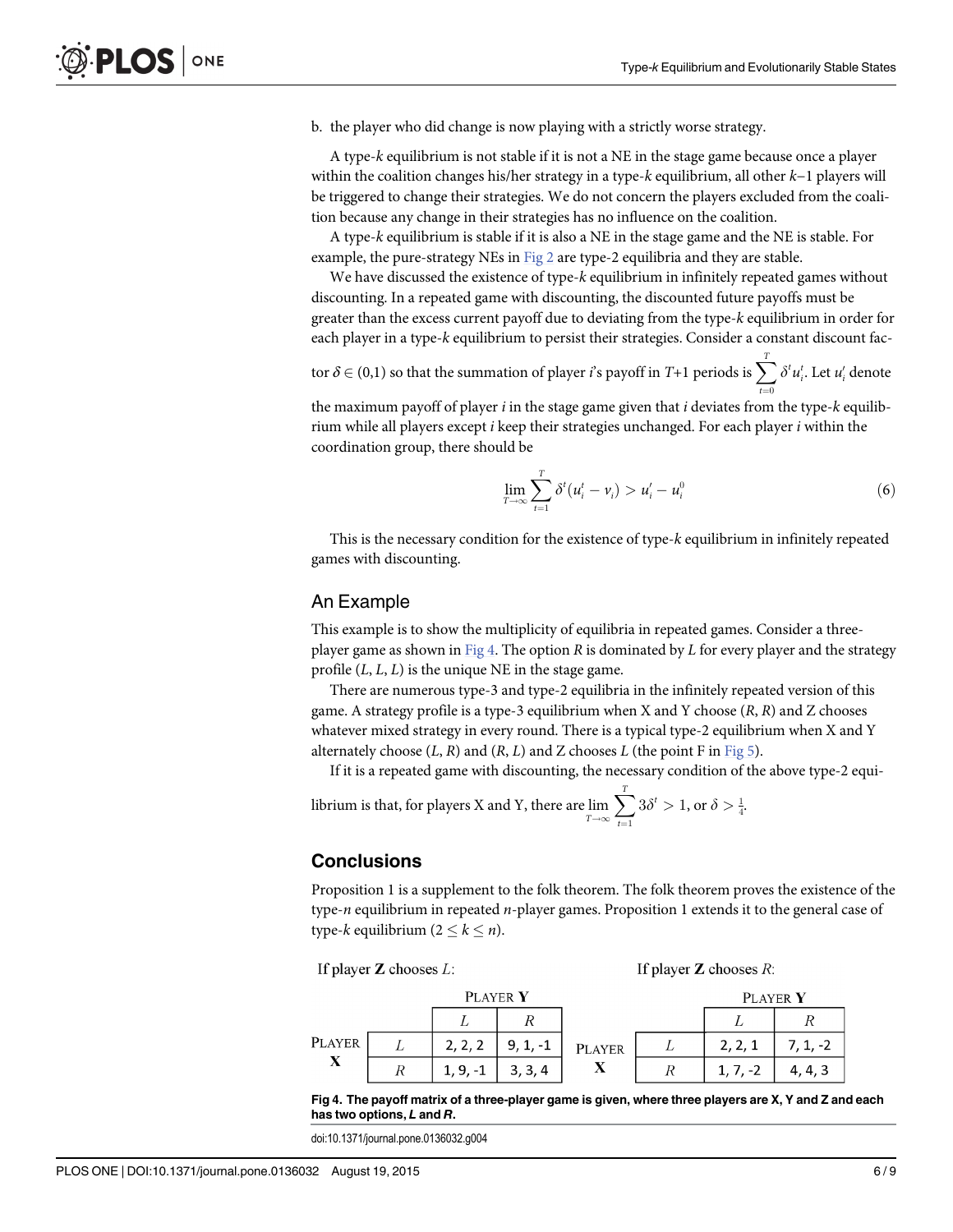b. the player who did change is now playing with a strictly worse strategy.

A type-$k$ equilibrium is not stable if it is not a NE in the stage game because once a player within the coalition changes his/her strategy in a type-$k$ equilibrium, all other $k$–1 players will be triggered to change their strategies. We do not concern the players excluded from the coalition because any change in their strategies has no influence on the coalition.

A type-$k$ equilibrium is stable if it is also a NE in the stage game and the NE is stable. For example, the pure-strategy NEs in Fig 2 are type-2 equilibria and they are stable.

We have discussed the existence of type-$k$ equilibrium in infinitely repeated games without discounting. In a repeated game with discounting, the discounted future payoffs must be greater than the excess current payoff due to deviating from the type-$k$ equilibrium in order for each player in a type-$k$ equilibrium to persist their strategies. Consider a constant discount factor $\delta \in (0,1)$ so that the summation of player $i$'s payoff in $T$+1 periods is $\sum_{t=0}^{T} \delta^t u_i^t$. Let $u_i'$ denote the maximum payoff of player $i$ in the stage game given that $i$ deviates from the type-$k$ equilibrium while all players except $i$ keep their strategies unchanged. For each player $i$ within the coordination group, there should be

$$\lim_{T\to\infty} \sum_{t=1}^{T} \delta^t (u_i^t - v_i) > u_i' - u_i^0 \tag{6}$$

This is the necessary condition for the existence of type-$k$ equilibrium in infinitely repeated games with discounting.

## An Example

This example is to show the multiplicity of equilibria in repeated games. Consider a three-player game as shown in Fig 4. The option $R$ is dominated by $L$ for every player and the strategy profile ($L$, $L$, $L$) is the unique NE in the stage game.

There are numerous type-3 and type-2 equilibria in the infinitely repeated version of this game. A strategy profile is a type-3 equilibrium when X and Y choose ($R$, $R$) and Z chooses whatever mixed strategy in every round. There is a typical type-2 equilibrium when X and Y alternately choose ($L$, $R$) and ($R$, $L$) and Z chooses $L$ (the point F in Fig 5).

If it is a repeated game with discounting, the necessary condition of the above type-2 equilibrium is that, for players X and Y, there are $\lim_{T\to\infty} \sum_{t=1}^{T} 3\delta^t > 1$, or $\delta > \frac{1}{4}$.

## Conclusions

Proposition 1 is a supplement to the folk theorem. The folk theorem proves the existence of the type-$n$ equilibrium in repeated $n$-player games. Proposition 1 extends it to the general case of type-$k$ equilibrium ($2 \leq k \leq n$).

If player **Z** chooses $L$:

| | | PLAYER **Y** | |
|---|---|---|---|
| | | $L$ | $R$ |
| PLAYER **X** | $L$ | 2, 2, 2 | 9, 1, -1 |
| | $R$ | 1, 9, -1 | 3, 3, 4 |

If player **Z** chooses $R$:

| | | PLAYER **Y** | |
|---|---|---|---|
| | | $L$ | $R$ |
| PLAYER **X** | $L$ | 2, 2, 1 | 7, 1, -2 |
| | $R$ | 1, 7, -2 | 4, 4, 3 |

**Fig 4. The payoff matrix of a three-player game is given, where three players are X, Y and Z and each has two options, *L* and *R*.**

doi:10.1371/journal.pone.0136032.g004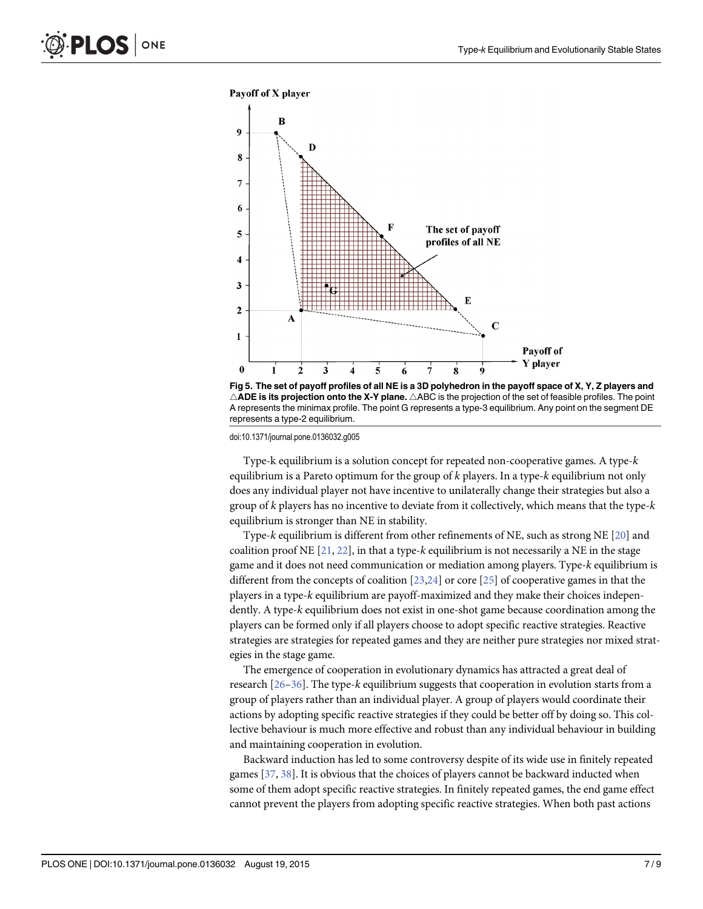Fig 5. The set of payoff profiles of all NE is a 3D polyhedron in the payoff space of X, Y, Z players and △ADE is its projection onto the X-Y plane. △ABC is the projection of the set of feasible profiles. The point A represents the minimax profile. The point G represents a type-3 equilibrium. Any point on the segment DE represents a type-2 equilibrium.

doi:10.1371/journal.pone.0136032.g005

Type-k equilibrium is a solution concept for repeated non-cooperative games. A type-$k$ equilibrium is a Pareto optimum for the group of $k$ players. In a type-$k$ equilibrium not only does any individual player not have incentive to unilaterally change their strategies but also a group of $k$ players has no incentive to deviate from it collectively, which means that the type-$k$ equilibrium is stronger than NE in stability.

Type-$k$ equilibrium is different from other refinements of NE, such as strong NE [20] and coalition proof NE [21, 22], in that a type-$k$ equilibrium is not necessarily a NE in the stage game and it does not need communication or mediation among players. Type-$k$ equilibrium is different from the concepts of coalition [23,24] or core [25] of cooperative games in that the players in a type-$k$ equilibrium are payoff-maximized and they make their choices independently. A type-$k$ equilibrium does not exist in one-shot game because coordination among the players can be formed only if all players choose to adopt specific reactive strategies. Reactive strategies are strategies for repeated games and they are neither pure strategies nor mixed strategies in the stage game.

The emergence of cooperation in evolutionary dynamics has attracted a great deal of research [26–36]. The type-$k$ equilibrium suggests that cooperation in evolution starts from a group of players rather than an individual player. A group of players would coordinate their actions by adopting specific reactive strategies if they could be better off by doing so. This collective behaviour is much more effective and robust than any individual behaviour in building and maintaining cooperation in evolution.

Backward induction has led to some controversy despite of its wide use in finitely repeated games [37, 38]. It is obvious that the choices of players cannot be backward inducted when some of them adopt specific reactive strategies. In finitely repeated games, the end game effect cannot prevent the players from adopting specific reactive strategies. When both past actions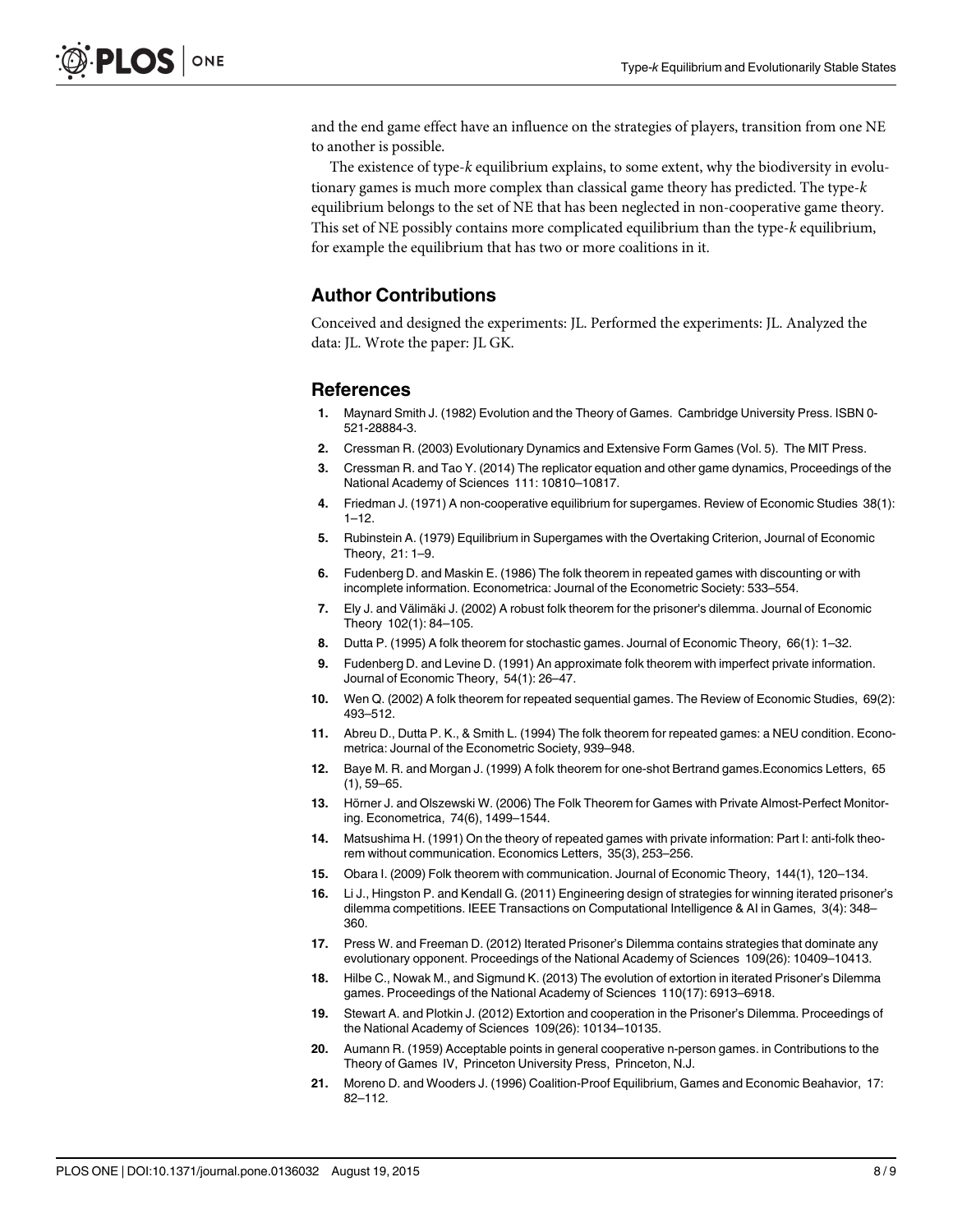and the end game effect have an influence on the strategies of players, transition from one NE to another is possible.

The existence of type-$k$ equilibrium explains, to some extent, why the biodiversity in evolutionary games is much more complex than classical game theory has predicted. The type-$k$ equilibrium belongs to the set of NE that has been neglected in non-cooperative game theory. This set of NE possibly contains more complicated equilibrium than the type-$k$ equilibrium, for example the equilibrium that has two or more coalitions in it.

## Author Contributions

Conceived and designed the experiments: JL. Performed the experiments: JL. Analyzed the data: JL. Wrote the paper: JL GK.

## References

1. Maynard Smith J. (1982) Evolution and the Theory of Games. Cambridge University Press. ISBN 0-521-28884-3.
2. Cressman R. (2003) Evolutionary Dynamics and Extensive Form Games (Vol. 5). The MIT Press.
3. Cressman R. and Tao Y. (2014) The replicator equation and other game dynamics, Proceedings of the National Academy of Sciences 111: 10810–10817.
4. Friedman J. (1971) A non-cooperative equilibrium for supergames. Review of Economic Studies 38(1): 1–12.
5. Rubinstein A. (1979) Equilibrium in Supergames with the Overtaking Criterion, Journal of Economic Theory, 21: 1–9.
6. Fudenberg D. and Maskin E. (1986) The folk theorem in repeated games with discounting or with incomplete information. Econometrica: Journal of the Econometric Society: 533–554.
7. Ely J. and Välimäki J. (2002) A robust folk theorem for the prisoner's dilemma. Journal of Economic Theory 102(1): 84–105.
8. Dutta P. (1995) A folk theorem for stochastic games. Journal of Economic Theory, 66(1): 1–32.
9. Fudenberg D. and Levine D. (1991) An approximate folk theorem with imperfect private information. Journal of Economic Theory, 54(1): 26–47.
10. Wen Q. (2002) A folk theorem for repeated sequential games. The Review of Economic Studies, 69(2): 493–512.
11. Abreu D., Dutta P. K., & Smith L. (1994) The folk theorem for repeated games: a NEU condition. Econometrica: Journal of the Econometric Society, 939–948.
12. Baye M. R. and Morgan J. (1999) A folk theorem for one-shot Bertrand games.Economics Letters, 65 (1), 59–65.
13. Hörner J. and Olszewski W. (2006) The Folk Theorem for Games with Private Almost-Perfect Monitoring. Econometrica, 74(6), 1499–1544.
14. Matsushima H. (1991) On the theory of repeated games with private information: Part I: anti-folk theorem without communication. Economics Letters, 35(3), 253–256.
15. Obara I. (2009) Folk theorem with communication. Journal of Economic Theory, 144(1), 120–134.
16. Li J., Hingston P. and Kendall G. (2011) Engineering design of strategies for winning iterated prisoner's dilemma competitions. IEEE Transactions on Computational Intelligence & AI in Games, 3(4): 348–360.
17. Press W. and Freeman D. (2012) Iterated Prisoner's Dilemma contains strategies that dominate any evolutionary opponent. Proceedings of the National Academy of Sciences 109(26): 10409–10413.
18. Hilbe C., Nowak M., and Sigmund K. (2013) The evolution of extortion in iterated Prisoner's Dilemma games. Proceedings of the National Academy of Sciences 110(17): 6913–6918.
19. Stewart A. and Plotkin J. (2012) Extortion and cooperation in the Prisoner's Dilemma. Proceedings of the National Academy of Sciences 109(26): 10134–10135.
20. Aumann R. (1959) Acceptable points in general cooperative n-person games. in Contributions to the Theory of Games IV, Princeton University Press, Princeton, N.J.
21. Moreno D. and Wooders J. (1996) Coalition-Proof Equilibrium, Games and Economic Beahavior, 17: 82–112.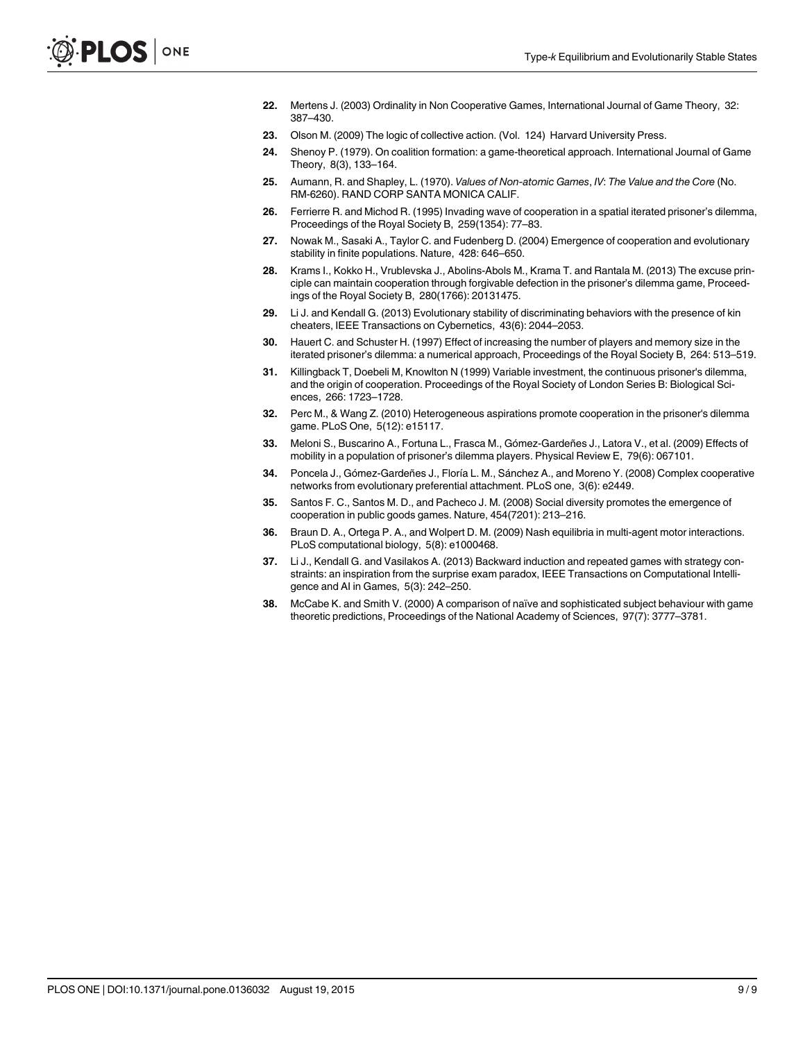22. Mertens J. (2003) Ordinality in Non Cooperative Games, International Journal of Game Theory, 32: 387–430.
23. Olson M. (2009) The logic of collective action. (Vol. 124) Harvard University Press.
24. Shenoy P. (1979). On coalition formation: a game-theoretical approach. International Journal of Game Theory, 8(3), 133–164.
25. Aumann, R. and Shapley, L. (1970). *Values of Non-atomic Games*, *IV*: *The Value and the Core* (No. RM-6260). RAND CORP SANTA MONICA CALIF.
26. Ferrierre R. and Michod R. (1995) Invading wave of cooperation in a spatial iterated prisoner's dilemma, Proceedings of the Royal Society B, 259(1354): 77–83.
27. Nowak M., Sasaki A., Taylor C. and Fudenberg D. (2004) Emergence of cooperation and evolutionary stability in finite populations. Nature, 428: 646–650.
28. Krams I., Kokko H., Vrublevska J., Abolins-Abols M., Krama T. and Rantala M. (2013) The excuse principle can maintain cooperation through forgivable defection in the prisoner's dilemma game, Proceedings of the Royal Society B, 280(1766): 20131475.
29. Li J. and Kendall G. (2013) Evolutionary stability of discriminating behaviors with the presence of kin cheaters, IEEE Transactions on Cybernetics, 43(6): 2044–2053.
30. Hauert C. and Schuster H. (1997) Effect of increasing the number of players and memory size in the iterated prisoner's dilemma: a numerical approach, Proceedings of the Royal Society B, 264: 513–519.
31. Killingback T, Doebeli M, Knowlton N (1999) Variable investment, the continuous prisoner's dilemma, and the origin of cooperation. Proceedings of the Royal Society of London Series B: Biological Sciences, 266: 1723–1728.
32. Perc M., & Wang Z. (2010) Heterogeneous aspirations promote cooperation in the prisoner's dilemma game. PLoS One, 5(12): e15117.
33. Meloni S., Buscarino A., Fortuna L., Frasca M., Gómez-Gardeñes J., Latora V., et al. (2009) Effects of mobility in a population of prisoner's dilemma players. Physical Review E, 79(6): 067101.
34. Poncela J., Gómez-Gardeñes J., Floría L. M., Sánchez A., and Moreno Y. (2008) Complex cooperative networks from evolutionary preferential attachment. PLoS one, 3(6): e2449.
35. Santos F. C., Santos M. D., and Pacheco J. M. (2008) Social diversity promotes the emergence of cooperation in public goods games. Nature, 454(7201): 213–216.
36. Braun D. A., Ortega P. A., and Wolpert D. M. (2009) Nash equilibria in multi-agent motor interactions. PLoS computational biology, 5(8): e1000468.
37. Li J., Kendall G. and Vasilakos A. (2013) Backward induction and repeated games with strategy constraints: an inspiration from the surprise exam paradox, IEEE Transactions on Computational Intelligence and AI in Games, 5(3): 242–250.
38. McCabe K. and Smith V. (2000) A comparison of naïve and sophisticated subject behaviour with game theoretic predictions, Proceedings of the National Academy of Sciences, 97(7): 3777–3781.